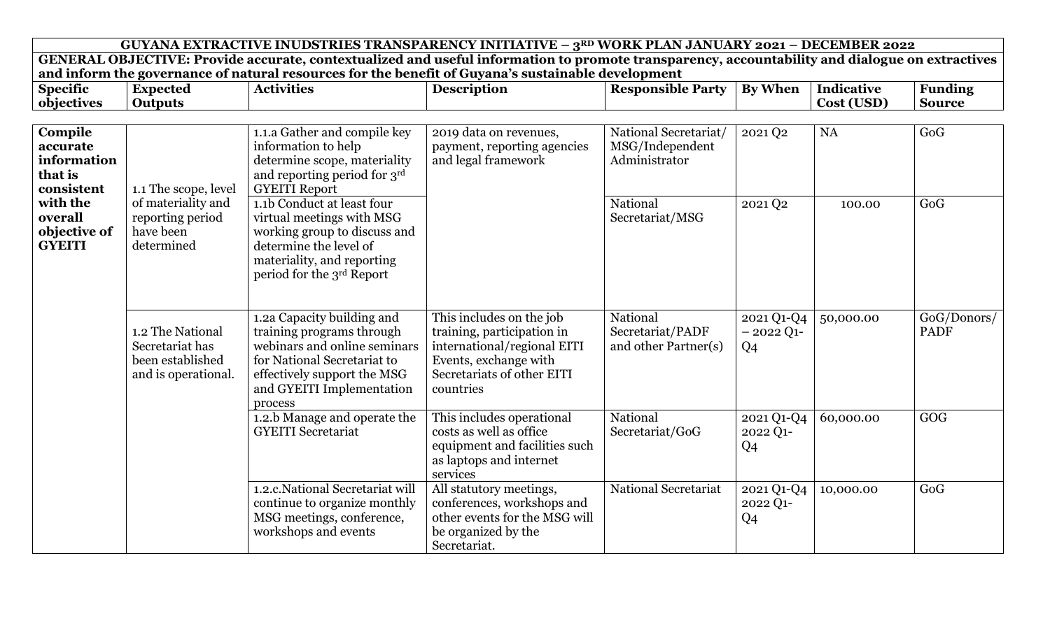| GUYANA EXTRACTIVE INUDSTRIES TRANSPARENCY INITIATIVE – 3RD WORK PLAN JANUARY 2021 – DECEMBER 2022 | | | | | | | |
|---|---|---|---|---|---|---|---|
| **GENERAL OBJECTIVE: Provide accurate, contextualized and useful information to promote transparency, accountability and dialogue on extractives and inform the governance of natural resources for the benefit of Guyana's sustainable development** | | | | | | | |
| **Specific objectives** | **Expected Outputs** | **Activities** | **Description** | **Responsible Party** | **By When** | **Indicative Cost (USD)** | **Funding Source** |
| **Compile accurate information that is consistent with the overall objective of GYEITI** | 1.1 The scope, level of materiality and reporting period have been determined | 1.1.a Gather and compile key information to help determine scope, materiality and reporting period for 3rd GYEITI Report | 2019 data on revenues, payment, reporting agencies and legal framework | National Secretariat/ MSG/Independent Administrator | 2021 Q2 | NA | GoG |
| | | 1.1b Conduct at least four virtual meetings with MSG working group to discuss and determine the level of materiality, and reporting period for the 3rd Report | | National Secretariat/MSG | 2021 Q2 | 100.00 | GoG |
| | 1.2 The National Secretariat has been established and is operational. | 1.2a Capacity building and training programs through webinars and online seminars for National Secretariat to effectively support the MSG and GYEITI Implementation process | This includes on the job training, participation in international/regional EITI Events, exchange with Secretariats of other EITI countries | National Secretariat/PADF and other Partner(s) | 2021 Q1-Q4 – 2022 Q1-Q4 | 50,000.00 | GoG/Donors/ PADF |
| | | 1.2.b Manage and operate the GYEITI Secretariat | This includes operational costs as well as office equipment and facilities such as laptops and internet services | National Secretariat/GoG | 2021 Q1-Q4 2022 Q1-Q4 | 60,000.00 | GOG |
| | | 1.2.c.National Secretariat will continue to organize monthly MSG meetings, conference, workshops and events | All statutory meetings, conferences, workshops and other events for the MSG will be organized by the Secretariat. | National Secretariat | 2021 Q1-Q4 2022 Q1-Q4 | 10,000.00 | GoG |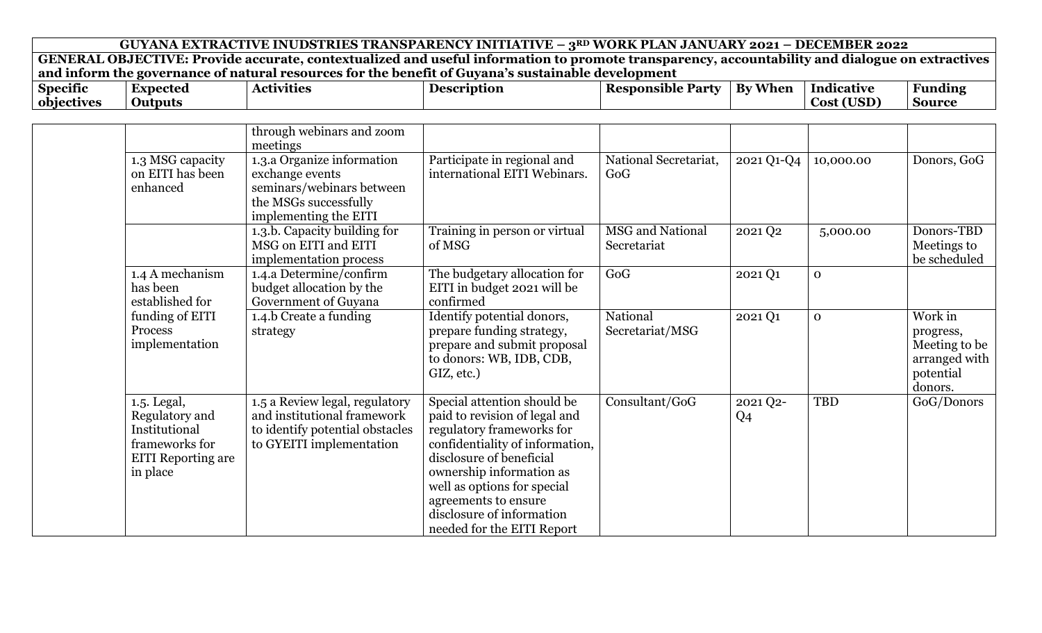| GUYANA EXTRACTIVE INUDSTRIES TRANSPARENCY INITIATIVE – 3RD WORK PLAN JANUARY 2021 – DECEMBER 2022 | | | | | | | |
|---|---|---|---|---|---|---|---|
| **GENERAL OBJECTIVE: Provide accurate, contextualized and useful information to promote transparency, accountability and dialogue on extractives and inform the governance of natural resources for the benefit of Guyana's sustainable development** | | | | | | | |
| **Specific objectives** | **Expected Outputs** | **Activities** | **Description** | **Responsible Party** | **By When** | **Indicative Cost (USD)** | **Funding Source** |
| | | through webinars and zoom meetings | | | | | |
| | 1.3 MSG capacity on EITI has been enhanced | 1.3.a Organize information exchange events seminars/webinars between the MSGs successfully implementing the EITI | Participate in regional and international EITI Webinars. | National Secretariat, GoG | 2021 Q1-Q4 | 10,000.00 | Donors, GoG |
| | | 1.3.b. Capacity building for MSG on EITI and EITI implementation process | Training in person or virtual of MSG | MSG and National Secretariat | 2021 Q2 | 5,000.00 | Donors-TBD Meetings to be scheduled |
| | 1.4 A mechanism has been established for funding of EITI Process implementation | 1.4.a Determine/confirm budget allocation by the Government of Guyana | The budgetary allocation for EITI in budget 2021 will be confirmed | GoG | 2021 Q1 | 0 | |
| | | 1.4.b Create a funding strategy | Identify potential donors, prepare funding strategy, prepare and submit proposal to donors: WB, IDB, CDB, GIZ, etc.) | National Secretariat/MSG | 2021 Q1 | 0 | Work in progress, Meeting to be arranged with potential donors. |
| | 1.5. Legal, Regulatory and Institutional frameworks for EITI Reporting are in place | 1.5 a Review legal, regulatory and institutional framework to identify potential obstacles to GYEITI implementation | Special attention should be paid to revision of legal and regulatory frameworks for confidentiality of information, disclosure of beneficial ownership information as well as options for special agreements to ensure disclosure of information needed for the EITI Report | Consultant/GoG | 2021 Q2-Q4 | TBD | GoG/Donors |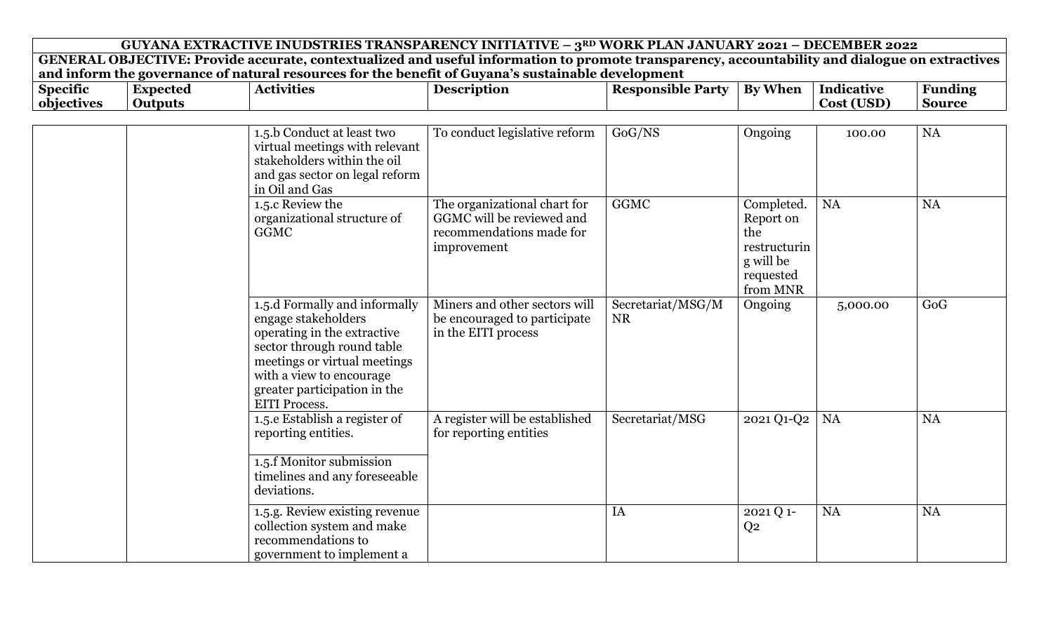| GUYANA EXTRACTIVE INUDSTRIES TRANSPARENCY INITIATIVE – 3RD WORK PLAN JANUARY 2021 – DECEMBER 2022 | | | | | | | |
|---|---|---|---|---|---|---|---|
| **GENERAL OBJECTIVE: Provide accurate, contextualized and useful information to promote transparency, accountability and dialogue on extractives and inform the governance of natural resources for the benefit of Guyana's sustainable development** | | | | | | | |
| **Specific objectives** | **Expected Outputs** | **Activities** | **Description** | **Responsible Party** | **By When** | **Indicative Cost (USD)** | **Funding Source** |
| | | 1.5.b Conduct at least two virtual meetings with relevant stakeholders within the oil and gas sector on legal reform in Oil and Gas | To conduct legislative reform | GoG/NS | Ongoing | 100.00 | NA |
| | | 1.5.c Review the organizational structure of GGMC | The organizational chart for GGMC will be reviewed and recommendations made for improvement | GGMC | Completed. Report on the restructuring will be requested from MNR | NA | NA |
| | | 1.5.d Formally and informally engage stakeholders operating in the extractive sector through round table meetings or virtual meetings with a view to encourage greater participation in the EITI Process. | Miners and other sectors will be encouraged to participate in the EITI process | Secretariat/MSG/MNR | Ongoing | 5,000.00 | GoG |
| | | 1.5.e Establish a register of reporting entities. 1.5.f Monitor submission timelines and any foreseeable deviations. | A register will be established for reporting entities | Secretariat/MSG | 2021 Q1-Q2 | NA | NA |
| | | 1.5.g. Review existing revenue collection system and make recommendations to government to implement a | | IA | 2021 Q 1-Q2 | NA | NA |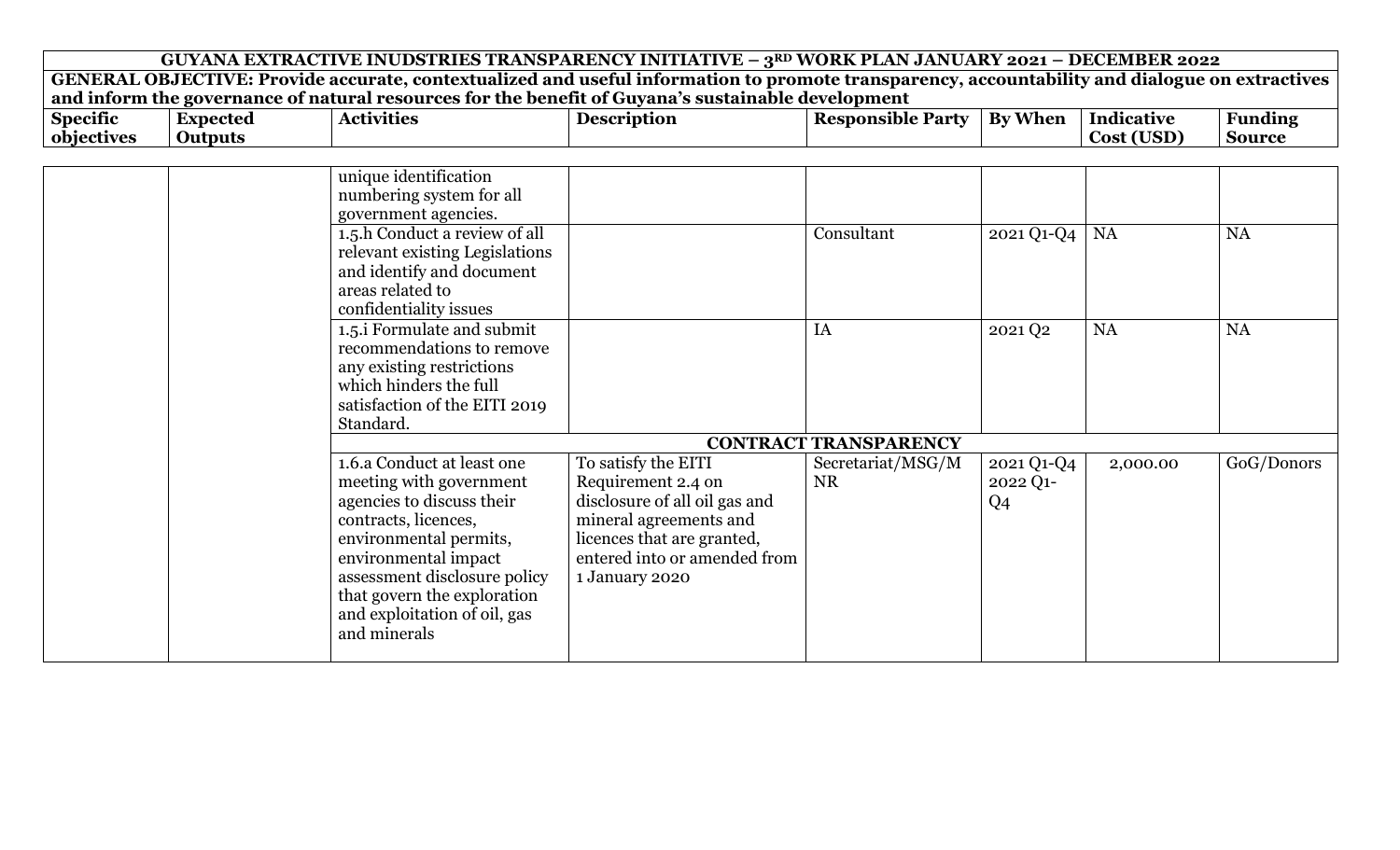| GUYANA EXTRACTIVE INUDSTRIES TRANSPARENCY INITIATIVE – 3RD WORK PLAN JANUARY 2021 – DECEMBER 2022 | | | | | | | |
|---|---|---|---|---|---|---|---|
| GENERAL OBJECTIVE: Provide accurate, contextualized and useful information to promote transparency, accountability and dialogue on extractives and inform the governance of natural resources for the benefit of Guyana's sustainable development | | | | | | | |
| **Specific objectives** | **Expected Outputs** | **Activities** | **Description** | **Responsible Party** | **By When** | **Indicative Cost (USD)** | **Funding Source** |
| | | unique identification numbering system for all government agencies. | | | | | |
| | | 1.5.h Conduct a review of all relevant existing Legislations and identify and document areas related to confidentiality issues | | Consultant | 2021 Q1-Q4 | NA | NA |
| | | 1.5.i Formulate and submit recommendations to remove any existing restrictions which hinders the full satisfaction of the EITI 2019 Standard. | | IA | 2021 Q2 | NA | NA |
| | | **CONTRACT TRANSPARENCY** | | | | | |
| | | 1.6.a Conduct at least one meeting with government agencies to discuss their contracts, licences, environmental permits, environmental impact assessment disclosure policy that govern the exploration and exploitation of oil, gas and minerals | To satisfy the EITI Requirement 2.4 on disclosure of all oil gas and mineral agreements and licences that are granted, entered into or amended from 1 January 2020 | Secretariat/MSG/MNR | 2021 Q1-Q4 2022 Q1-Q4 | 2,000.00 | GoG/Donors |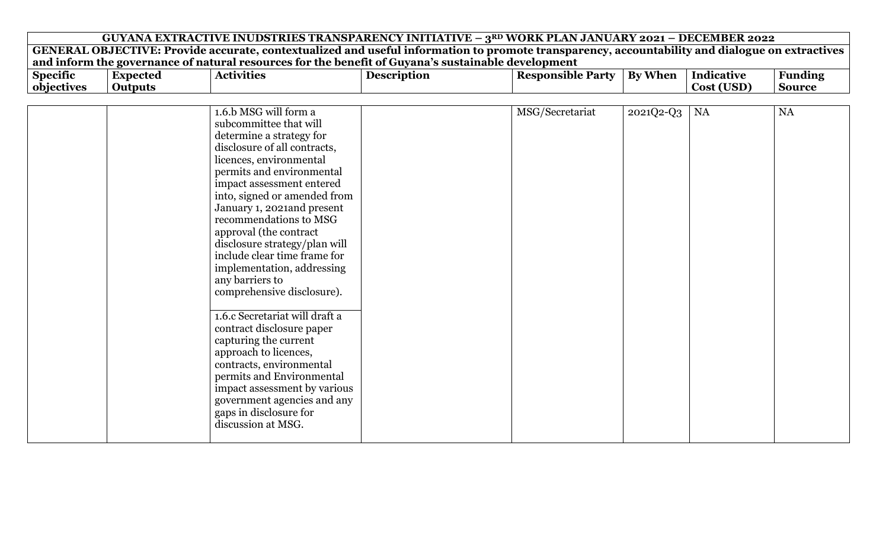| GUYANA EXTRACTIVE INUDSTRIES TRANSPARENCY INITIATIVE – 3RD WORK PLAN JANUARY 2021 – DECEMBER 2022 | | | | | | | |
|---|---|---|---|---|---|---|---|
| **GENERAL OBJECTIVE: Provide accurate, contextualized and useful information to promote transparency, accountability and dialogue on extractives and inform the governance of natural resources for the benefit of Guyana's sustainable development** | | | | | | | |
| **Specific objectives** | **Expected Outputs** | **Activities** | **Description** | **Responsible Party** | **By When** | **Indicative Cost (USD)** | **Funding Source** |
| | | 1.6.b MSG will form a subcommittee that will determine a strategy for disclosure of all contracts, licences, environmental permits and environmental impact assessment entered into, signed or amended from January 1, 2021and present recommendations to MSG approval (the contract disclosure strategy/plan will include clear time frame for implementation, addressing any barriers to comprehensive disclosure).<br><br>1.6.c Secretariat will draft a contract disclosure paper capturing the current approach to licences, contracts, environmental permits and Environmental impact assessment by various government agencies and any gaps in disclosure for discussion at MSG. | | MSG/Secretariat | 2021Q2-Q3 | NA | NA |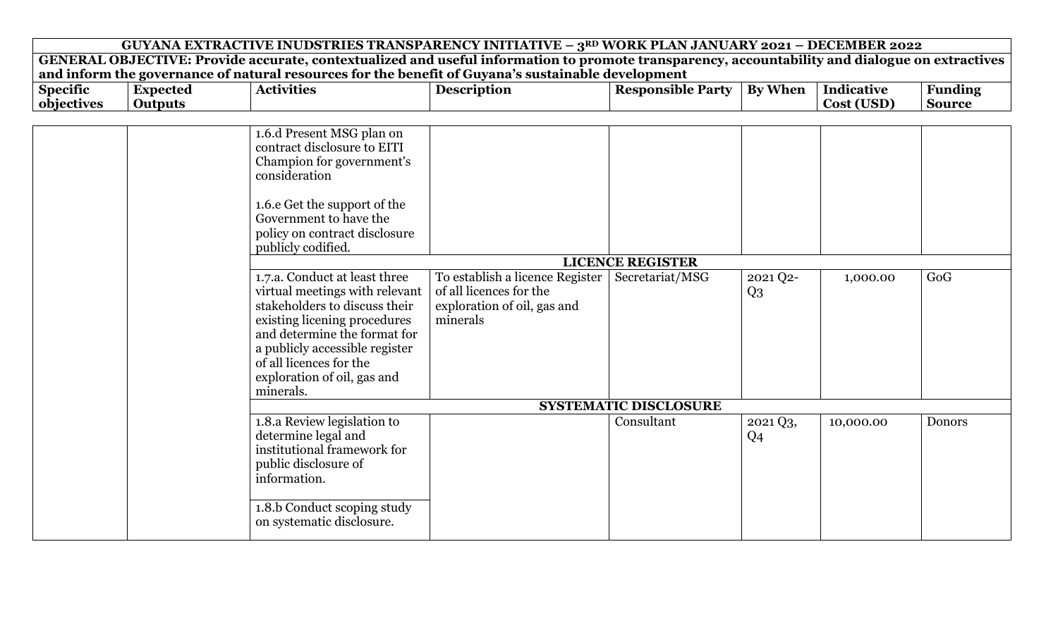| GUYANA EXTRACTIVE INUDSTRIES TRANSPARENCY INITIATIVE – 3RD WORK PLAN JANUARY 2021 – DECEMBER 2022 | | | | | | | |
|---|---|---|---|---|---|---|---|
| **GENERAL OBJECTIVE: Provide accurate, contextualized and useful information to promote transparency, accountability and dialogue on extractives and inform the governance of natural resources for the benefit of Guyana's sustainable development** | | | | | | | |
| **Specific objectives** | **Expected Outputs** | **Activities** | **Description** | **Responsible Party** | **By When** | **Indicative Cost (USD)** | **Funding Source** |
| | | 1.6.d Present MSG plan on contract disclosure to EITI Champion for government's consideration<br><br>1.6.e Get the support of the Government to have the policy on contract disclosure publicly codified. | | | | | |
| | | **LICENCE REGISTER** | | | | | |
| | | 1.7.a. Conduct at least three virtual meetings with relevant stakeholders to discuss their existing licening procedures and determine the format for a publicly accessible register of all licences for the exploration of oil, gas and minerals. | To establish a licence Register of all licences for the exploration of oil, gas and minerals | Secretariat/MSG | 2021 Q2-Q3 | 1,000.00 | GoG |
| | | **SYSTEMATIC DISCLOSURE** | | | | | |
| | | 1.8.a Review legislation to determine legal and institutional framework for public disclosure of information.<br><br>1.8.b Conduct scoping study on systematic disclosure. | | Consultant | 2021 Q3, Q4 | 10,000.00 | Donors |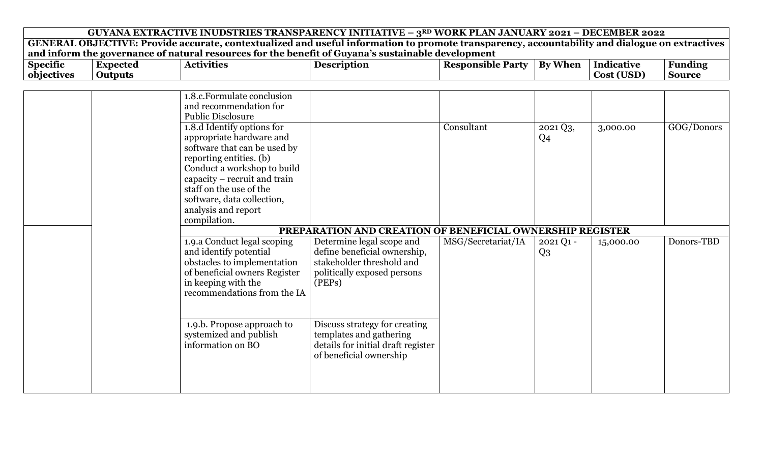| GUYANA EXTRACTIVE INUDSTRIES TRANSPARENCY INITIATIVE – 3RD WORK PLAN JANUARY 2021 – DECEMBER 2022 | | | | | | | |
|---|---|---|---|---|---|---|---|
| **GENERAL OBJECTIVE: Provide accurate, contextualized and useful information to promote transparency, accountability and dialogue on extractives and inform the governance of natural resources for the benefit of Guyana's sustainable development** | | | | | | | |
| **Specific objectives** | **Expected Outputs** | **Activities** | **Description** | **Responsible Party** | **By When** | **Indicative Cost (USD)** | **Funding Source** |
| | | 1.8.c.Formulate conclusion and recommendation for Public Disclosure | | | | | |
| | | 1.8.d Identify options for appropriate hardware and software that can be used by reporting entities. (b) Conduct a workshop to build capacity – recruit and train staff on the use of the software, data collection, analysis and report compilation. | | Consultant | 2021 Q3, Q4 | 3,000.00 | GOG/Donors |
| | | **PREPARATION AND CREATION OF BENEFICIAL OWNERSHIP REGISTER** | | | | | |
| | | 1.9.a Conduct legal scoping and identify potential obstacles to implementation of beneficial owners Register in keeping with the recommendations from the IA | Determine legal scope and define beneficial ownership, stakeholder threshold and politically exposed persons (PEPs) | MSG/Secretariat/IA | 2021 Q1 - Q3 | 15,000.00 | Donors-TBD |
| | | 1.9.b. Propose approach to systemized and publish information on BO | Discuss strategy for creating templates and gathering details for initial draft register of beneficial ownership | | | | |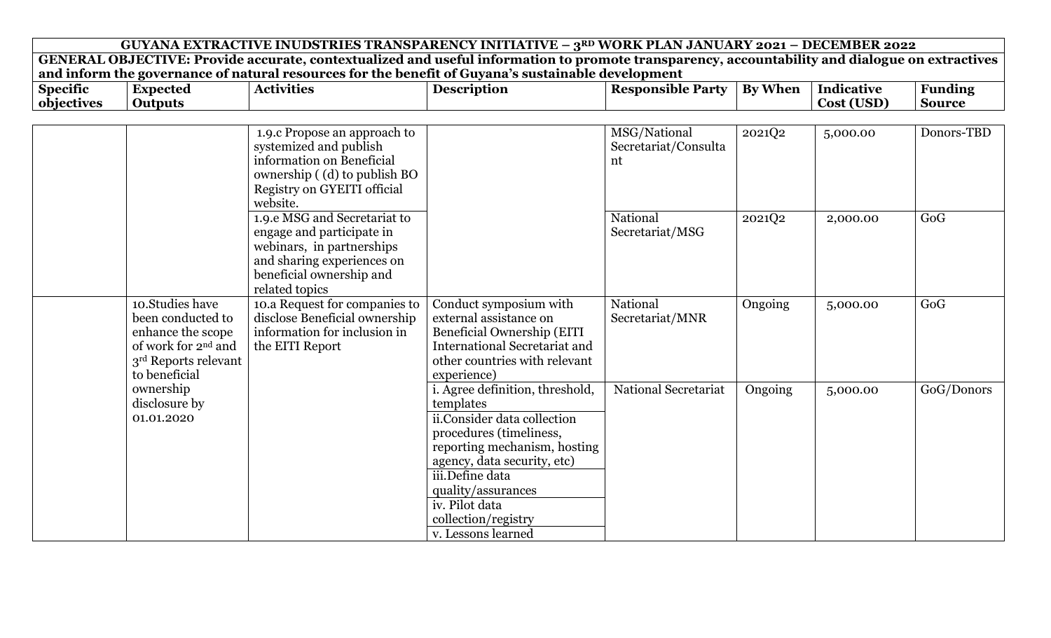| GUYANA EXTRACTIVE INUDSTRIES TRANSPARENCY INITIATIVE – 3RD WORK PLAN JANUARY 2021 – DECEMBER 2022 | | | | | | | |
|---|---|---|---|---|---|---|---|
| **GENERAL OBJECTIVE: Provide accurate, contextualized and useful information to promote transparency, accountability and dialogue on extractives and inform the governance of natural resources for the benefit of Guyana's sustainable development** | | | | | | | |
| **Specific objectives** | **Expected Outputs** | **Activities** | **Description** | **Responsible Party** | **By When** | **Indicative Cost (USD)** | **Funding Source** |
| | | 1.9.c Propose an approach to systemized and publish information on Beneficial ownership ( (d) to publish BO Registry on GYEITI official website. | | MSG/National Secretariat/Consultant | 2021Q2 | 5,000.00 | Donors-TBD |
| | | 1.9.e MSG and Secretariat to engage and participate in webinars, in partnerships and sharing experiences on beneficial ownership and related topics | | National Secretariat/MSG | 2021Q2 | 2,000.00 | GoG |
| | 10.Studies have been conducted to enhance the scope of work for 2nd and 3rd Reports relevant to beneficial ownership disclosure by 01.01.2020 | 10.a Request for companies to disclose Beneficial ownership information for inclusion in the EITI Report | Conduct symposium with external assistance on Beneficial Ownership (EITI International Secretariat and other countries with relevant experience) | National Secretariat/MNR | Ongoing | 5,000.00 | GoG |
| | | | i. Agree definition, threshold, templates<br>ii.Consider data collection procedures (timeliness, reporting mechanism, hosting agency, data security, etc)<br>iii.Define data quality/assurances<br>iv. Pilot data collection/registry<br>v. Lessons learned | National Secretariat | Ongoing | 5,000.00 | GoG/Donors |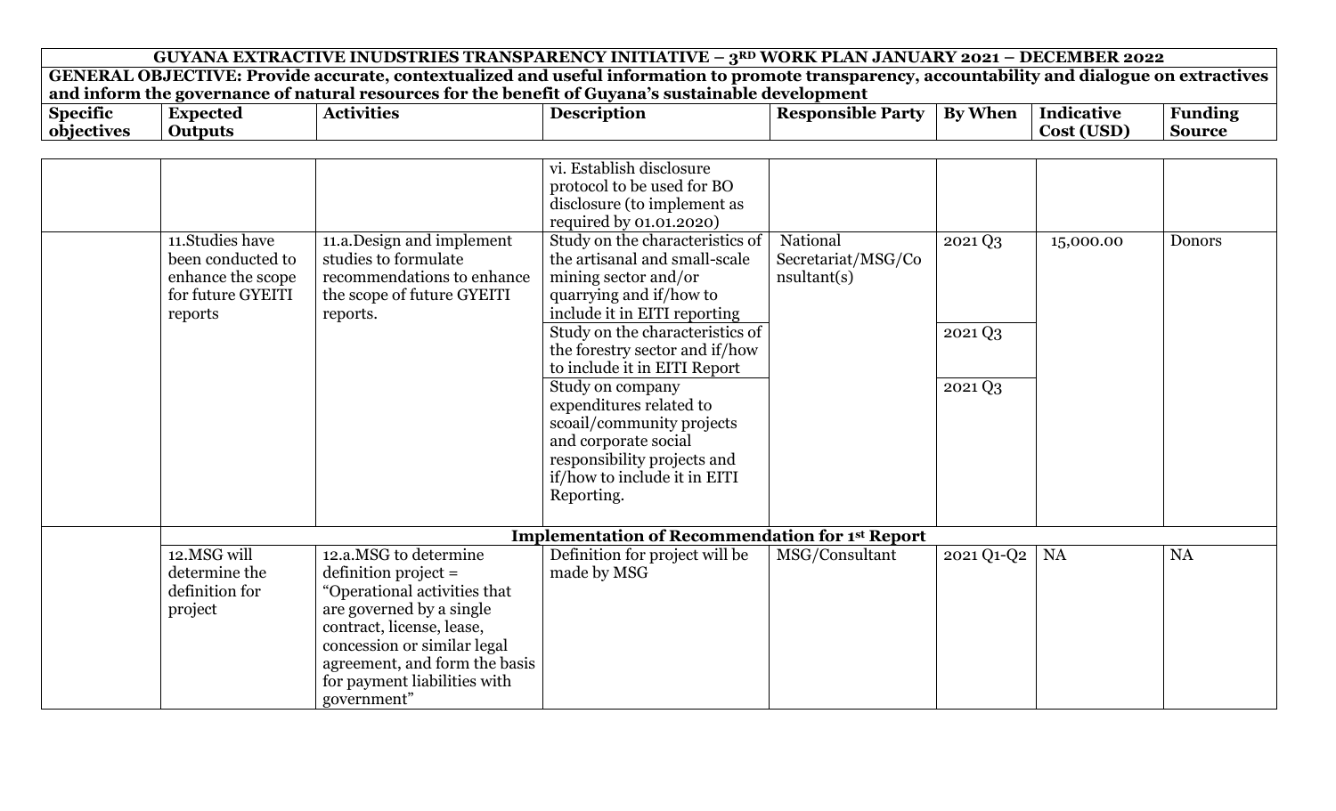| GUYANA EXTRACTIVE INUDSTRIES TRANSPARENCY INITIATIVE – 3RD WORK PLAN JANUARY 2021 – DECEMBER 2022 | | | | | | | |
|---|---|---|---|---|---|---|---|
| **GENERAL OBJECTIVE: Provide accurate, contextualized and useful information to promote transparency, accountability and dialogue on extractives and inform the governance of natural resources for the benefit of Guyana's sustainable development** | | | | | | | |
| **Specific objectives** | **Expected Outputs** | **Activities** | **Description** | **Responsible Party** | **By When** | **Indicative Cost (USD)** | **Funding Source** |
| | | | vi. Establish disclosure protocol to be used for BO disclosure (to implement as required by 01.01.2020) | | | | |
| | 11.Studies have been conducted to enhance the scope for future GYEITI reports | 11.a.Design and implement studies to formulate recommendations to enhance the scope of future GYEITI reports. | Study on the characteristics of the artisanal and small-scale mining sector and/or quarrying and if/how to include it in EITI reporting | National Secretariat/MSG/Consultant(s) | 2021 Q3 | 15,000.00 | Donors |
| | | | Study on the characteristics of the forestry sector and if/how to include it in EITI Report | | 2021 Q3 | | |
| | | | Study on company expenditures related to scoail/community projects and corporate social responsibility projects and if/how to include it in EITI Reporting. | | 2021 Q3 | | |
| | **Implementation of Recommendation for 1st Report** | | | | | | |
| | 12.MSG will determine the definition for project | 12.a.MSG to determine definition project = "Operational activities that are governed by a single contract, license, lease, concession or similar legal agreement, and form the basis for payment liabilities with government" | Definition for project will be made by MSG | MSG/Consultant | 2021 Q1-Q2 | NA | NA |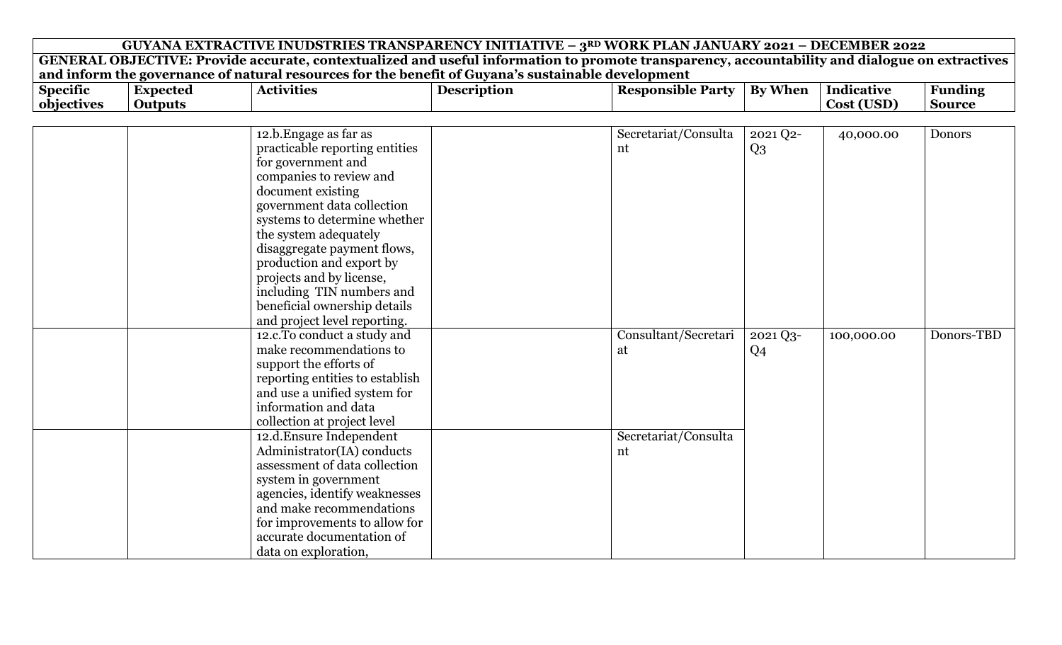| GUYANA EXTRACTIVE INUDSTRIES TRANSPARENCY INITIATIVE – 3RD WORK PLAN JANUARY 2021 – DECEMBER 2022 | | | | | | | |
|---|---|---|---|---|---|---|---|
| GENERAL OBJECTIVE: Provide accurate, contextualized and useful information to promote transparency, accountability and dialogue on extractives and inform the governance of natural resources for the benefit of Guyana's sustainable development | | | | | | | |
| **Specific objectives** | **Expected Outputs** | **Activities** | **Description** | **Responsible Party** | **By When** | **Indicative Cost (USD)** | **Funding Source** |
| | | 12.b.Engage as far as practicable reporting entities for government and companies to review and document existing government data collection systems to determine whether the system adequately disaggregate payment flows, production and export by projects and by license, including TIN numbers and beneficial ownership details and project level reporting. | | Secretariat/Consultant | 2021 Q2-Q3 | 40,000.00 | Donors |
| | | 12.c.To conduct a study and make recommendations to support the efforts of reporting entities to establish and use a unified system for information and data collection at project level | | Consultant/Secretariat | 2021 Q3-Q4 | 100,000.00 | Donors-TBD |
| | | 12.d.Ensure Independent Administrator(IA) conducts assessment of data collection system in government agencies, identify weaknesses and make recommendations for improvements to allow for accurate documentation of data on exploration, | | Secretariat/Consultant | | | |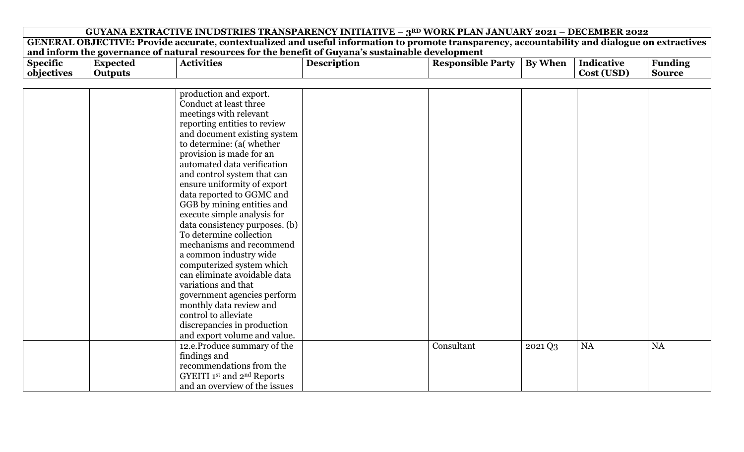| GUYANA EXTRACTIVE INUDSTRIES TRANSPARENCY INITIATIVE – 3RD WORK PLAN JANUARY 2021 – DECEMBER 2022 | | | | | | | |
|---|---|---|---|---|---|---|---|
| GENERAL OBJECTIVE: Provide accurate, contextualized and useful information to promote transparency, accountability and dialogue on extractives and inform the governance of natural resources for the benefit of Guyana's sustainable development | | | | | | | |
| **Specific objectives** | **Expected Outputs** | **Activities** | **Description** | **Responsible Party** | **By When** | **Indicative Cost (USD)** | **Funding Source** |
| | | production and export. Conduct at least three meetings with relevant reporting entities to review and document existing system to determine: (a( whether provision is made for an automated data verification and control system that can ensure uniformity of export data reported to GGMC and GGB by mining entities and execute simple analysis for data consistency purposes. (b) To determine collection mechanisms and recommend a common industry wide computerized system which can eliminate avoidable data variations and that government agencies perform monthly data review and control to alleviate discrepancies in production and export volume and value. | | | | | |
| | | 12.e.Produce summary of the findings and recommendations from the GYEITI 1st and 2nd Reports and an overview of the issues | | Consultant | 2021 Q3 | NA | NA |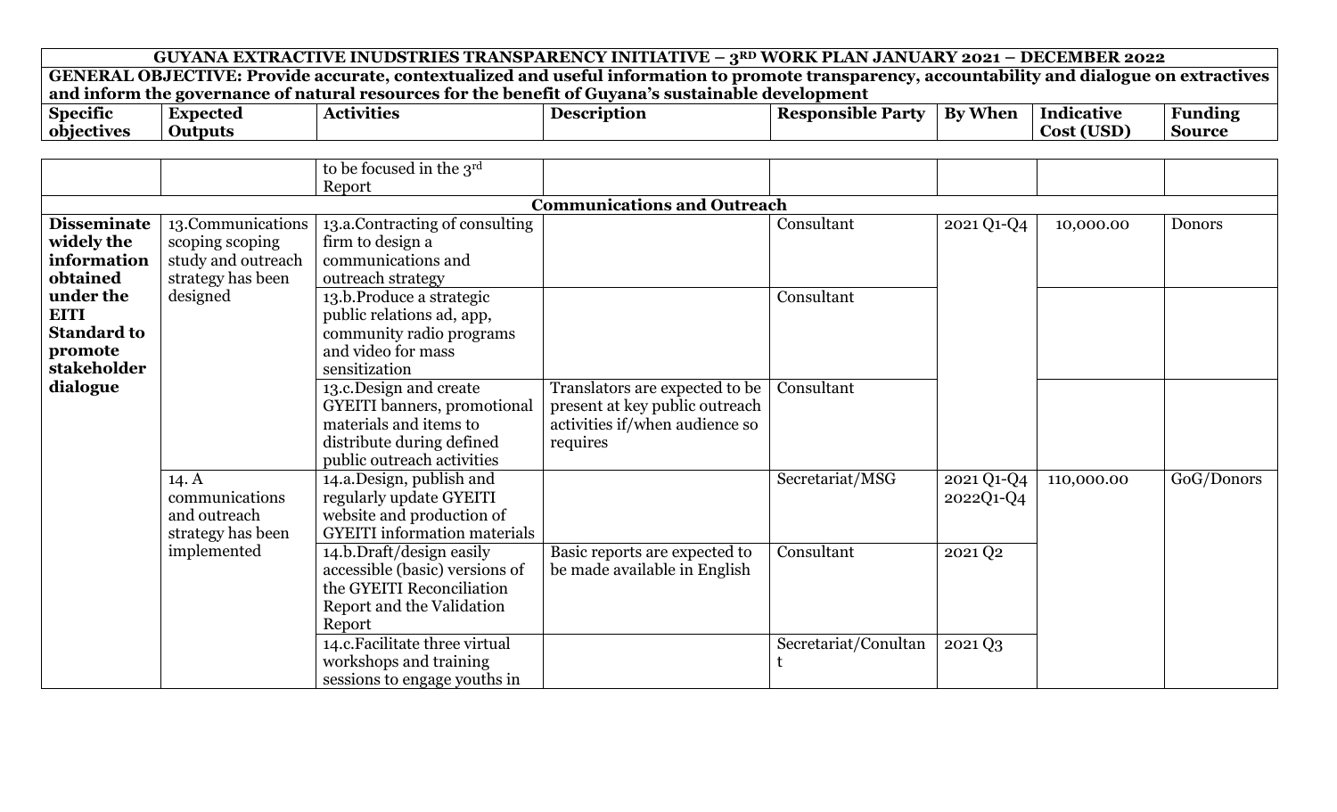| GUYANA EXTRACTIVE INUDSTRIES TRANSPARENCY INITIATIVE – 3RD WORK PLAN JANUARY 2021 – DECEMBER 2022 | | | | | | | |
|---|---|---|---|---|---|---|---|
| **GENERAL OBJECTIVE: Provide accurate, contextualized and useful information to promote transparency, accountability and dialogue on extractives and inform the governance of natural resources for the benefit of Guyana's sustainable development** | | | | | | | |
| **Specific objectives** | **Expected Outputs** | **Activities** | **Description** | **Responsible Party** | **By When** | **Indicative Cost (USD)** | **Funding Source** |
| | | to be focused in the 3rd Report | | | | | |
| **Communications and Outreach** | | | | | | | |
| **Disseminate widely the information obtained under the EITI Standard to promote stakeholder dialogue** | 13.Communications scoping scoping study and outreach strategy has been designed | 13.a.Contracting of consulting firm to design a communications and outreach strategy | | Consultant | 2021 Q1-Q4 | 10,000.00 | Donors |
| | | 13.b.Produce a strategic public relations ad, app, community radio programs and video for mass sensitization | | Consultant | | | |
| | | 13.c.Design and create GYEITI banners, promotional materials and items to distribute during defined public outreach activities | Translators are expected to be present at key public outreach activities if/when audience so requires | Consultant | | | |
| | 14. A communications and outreach strategy has been implemented | 14.a.Design, publish and regularly update GYEITI website and production of GYEITI information materials | | Secretariat/MSG | 2021 Q1-Q4 2022Q1-Q4 | 110,000.00 | GoG/Donors |
| | | 14.b.Draft/design easily accessible (basic) versions of the GYEITI Reconciliation Report and the Validation Report | Basic reports are expected to be made available in English | Consultant | 2021 Q2 | | |
| | | 14.c.Facilitate three virtual workshops and training sessions to engage youths in | | Secretariat/Conultant | 2021 Q3 | | |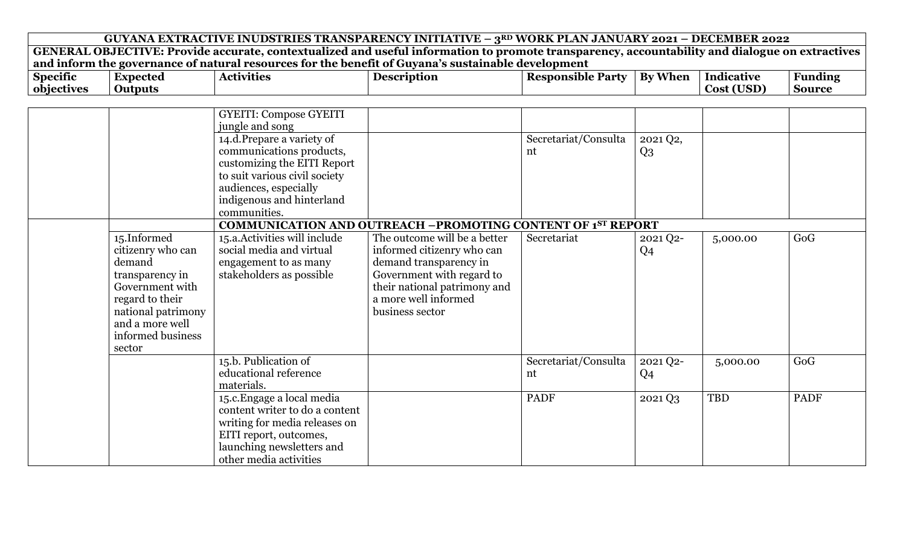| GUYANA EXTRACTIVE INUDSTRIES TRANSPARENCY INITIATIVE – 3RD WORK PLAN JANUARY 2021 – DECEMBER 2022 | | | | | | | |
|---|---|---|---|---|---|---|---|
| GENERAL OBJECTIVE: Provide accurate, contextualized and useful information to promote transparency, accountability and dialogue on extractives and inform the governance of natural resources for the benefit of Guyana's sustainable development | | | | | | | |
| **Specific objectives** | **Expected Outputs** | **Activities** | **Description** | **Responsible Party** | **By When** | **Indicative Cost (USD)** | **Funding Source** |
| | | GYEITI: Compose GYEITI jungle and song | | | | | |
| | | 14.d.Prepare a variety of communications products, customizing the EITI Report to suit various civil society audiences, especially indigenous and hinterland communities. | | Secretariat/Consultant | 2021 Q2, Q3 | | |
| | | **COMMUNICATION AND OUTREACH –PROMOTING CONTENT OF 1ST REPORT** | | | | | |
| | 15.Informed citizenry who can demand transparency in Government with regard to their national patrimony and a more well informed business sector | 15.a.Activities will include social media and virtual engagement to as many stakeholders as possible | The outcome will be a better informed citizenry who can demand transparency in Government with regard to their national patrimony and a more well informed business sector | Secretariat | 2021 Q2-Q4 | 5,000.00 | GoG |
| | | 15.b. Publication of educational reference materials. | | Secretariat/Consultant | 2021 Q2-Q4 | 5,000.00 | GoG |
| | | 15.c.Engage a local media content writer to do a content writing for media releases on EITI report, outcomes, launching newsletters and other media activities | | PADF | 2021 Q3 | TBD | PADF |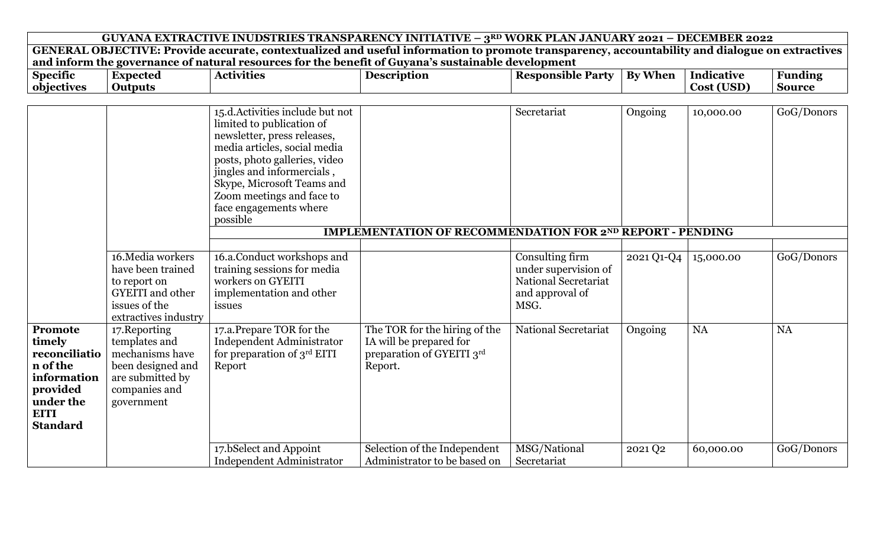| GUYANA EXTRACTIVE INUDSTRIES TRANSPARENCY INITIATIVE – 3RD WORK PLAN JANUARY 2021 – DECEMBER 2022 | | | | | | | |
|---|---|---|---|---|---|---|---|
| **GENERAL OBJECTIVE: Provide accurate, contextualized and useful information to promote transparency, accountability and dialogue on extractives and inform the governance of natural resources for the benefit of Guyana's sustainable development** | | | | | | | |
| **Specific objectives** | **Expected Outputs** | **Activities** | **Description** | **Responsible Party** | **By When** | **Indicative Cost (USD)** | **Funding Source** |
| | | 15.d.Activities include but not limited to publication of newsletter, press releases, media articles, social media posts, photo galleries, video jingles and informercials , Skype, Microsoft Teams and Zoom meetings and face to face engagements where possible | | Secretariat | Ongoing | 10,000.00 | GoG/Donors |
| | | **IMPLEMENTATION OF RECOMMENDATION FOR 2ND REPORT - PENDING** | | | | | |
| | 16.Media workers have been trained to report on GYEITI and other issues of the extractives industry | 16.a.Conduct workshops and training sessions for media workers on GYEITI implementation and other issues | | Consulting firm under supervision of National Secretariat and approval of MSG. | 2021 Q1-Q4 | 15,000.00 | GoG/Donors |
| **Promote timely reconciliation of the information provided under the EITI Standard** | 17.Reporting templates and mechanisms have been designed and are submitted by companies and government | 17.a.Prepare TOR for the Independent Administrator for preparation of 3rd EITI Report | The TOR for the hiring of the IA will be prepared for preparation of GYEITI 3rd Report. | National Secretariat | Ongoing | NA | NA |
| | | 17.bSelect and Appoint Independent Administrator | Selection of the Independent Administrator to be based on | MSG/National Secretariat | 2021 Q2 | 60,000.00 | GoG/Donors |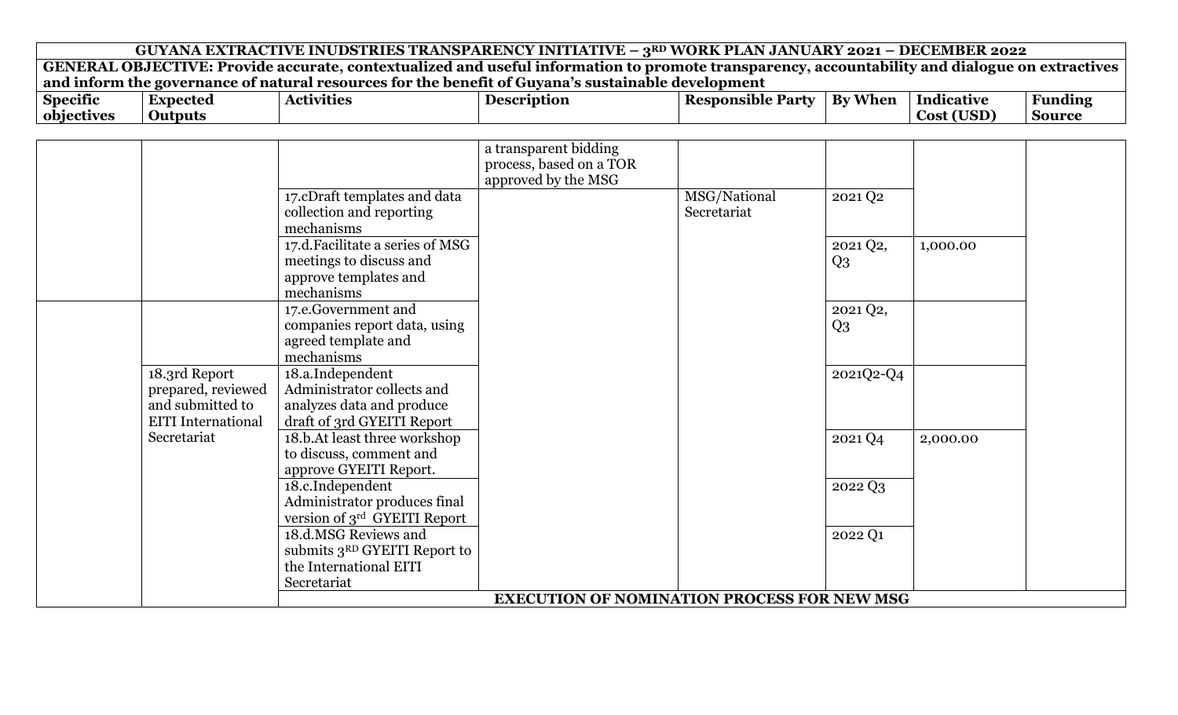| GUYANA EXTRACTIVE INUDSTRIES TRANSPARENCY INITIATIVE – 3RD WORK PLAN JANUARY 2021 – DECEMBER 2022 | | | | | | | |
|---|---|---|---|---|---|---|---|
| **GENERAL OBJECTIVE: Provide accurate, contextualized and useful information to promote transparency, accountability and dialogue on extractives and inform the governance of natural resources for the benefit of Guyana's sustainable development** | | | | | | | |
| **Specific objectives** | **Expected Outputs** | **Activities** | **Description** | **Responsible Party** | **By When** | **Indicative Cost (USD)** | **Funding Source** |
| | | | a transparent bidding process, based on a TOR approved by the MSG | | | | |
| | | 17.c Draft templates and data collection and reporting mechanisms | | MSG/National Secretariat | 2021 Q2 | | |
| | | 17.d. Facilitate a series of MSG meetings to discuss and approve templates and mechanisms | | | 2021 Q2, Q3 | 1,000.00 | |
| | | 17.e. Government and companies report data, using agreed template and mechanisms | | | 2021 Q2, Q3 | | |
| | 18.3rd Report prepared, reviewed and submitted to EITI International Secretariat | 18.a. Independent Administrator collects and analyzes data and produce draft of 3rd GYEITI Report | | | 2021Q2-Q4 | | |
| | | 18.b. At least three workshop to discuss, comment and approve GYEITI Report. | | | 2021 Q4 | 2,000.00 | |
| | | 18.c. Independent Administrator produces final version of 3rd GYEITI Report | | | 2022 Q3 | | |
| | | 18.d. MSG Reviews and submits 3RD GYEITI Report to the International EITI Secretariat | | | 2022 Q1 | | |
| | | **EXECUTION OF NOMINATION PROCESS FOR NEW MSG** | | | | | |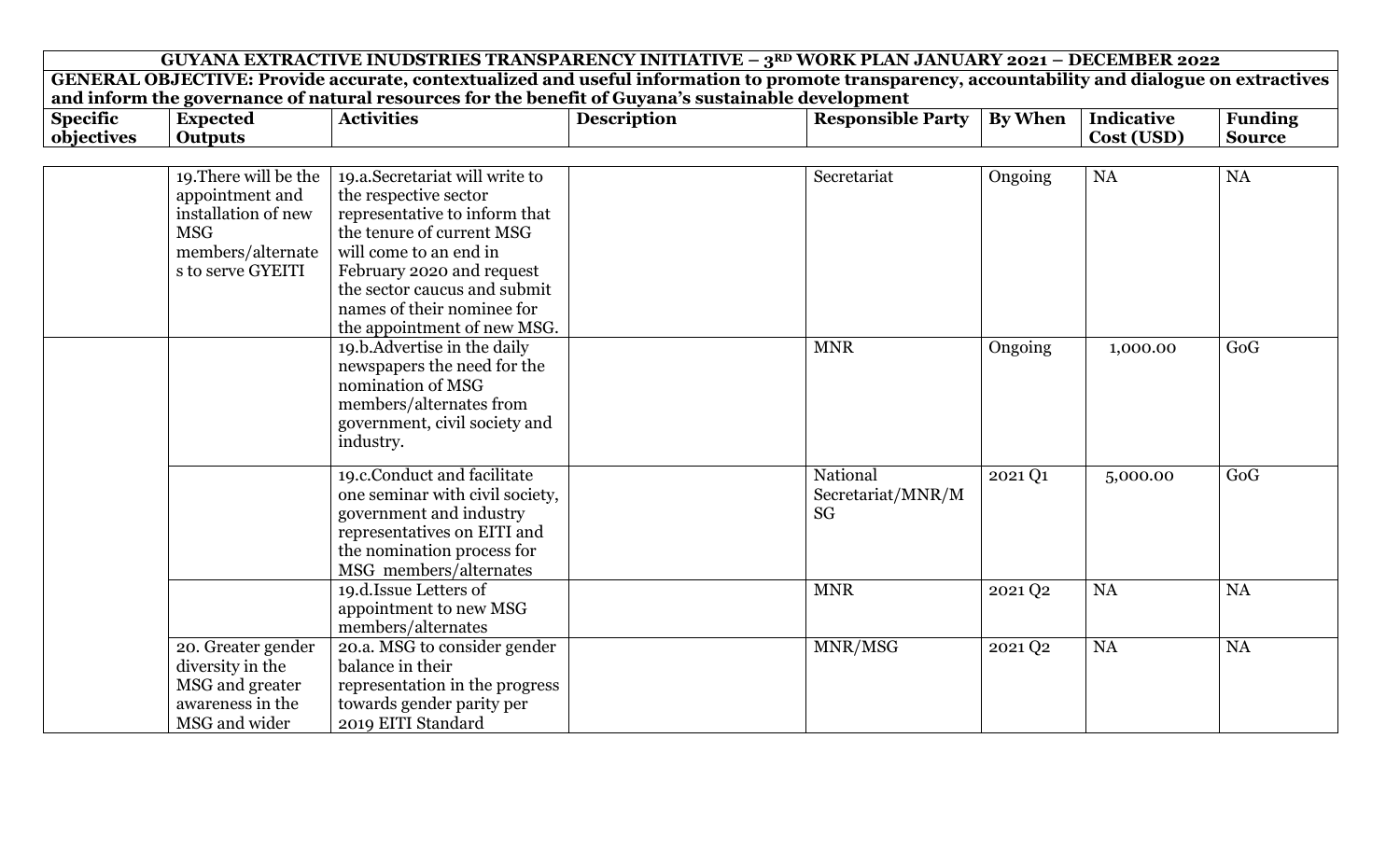| GUYANA EXTRACTIVE INUDSTRIES TRANSPARENCY INITIATIVE – 3RD WORK PLAN JANUARY 2021 – DECEMBER 2022 | | | | | | | |
|---|---|---|---|---|---|---|---|
| GENERAL OBJECTIVE: Provide accurate, contextualized and useful information to promote transparency, accountability and dialogue on extractives and inform the governance of natural resources for the benefit of Guyana's sustainable development | | | | | | | |
| **Specific objectives** | **Expected Outputs** | **Activities** | **Description** | **Responsible Party** | **By When** | **Indicative Cost (USD)** | **Funding Source** |
| | 19.There will be the appointment and installation of new MSG members/alternates to serve GYEITI | 19.a.Secretariat will write to the respective sector representative to inform that the tenure of current MSG will come to an end in February 2020 and request the sector caucus and submit names of their nominee for the appointment of new MSG. | | Secretariat | Ongoing | NA | NA |
| | | 19.b.Advertise in the daily newspapers the need for the nomination of MSG members/alternates from government, civil society and industry. | | MNR | Ongoing | 1,000.00 | GoG |
| | | 19.c.Conduct and facilitate one seminar with civil society, government and industry representatives on EITI and the nomination process for MSG members/alternates | | National Secretariat/MNR/MSG | 2021 Q1 | 5,000.00 | GoG |
| | | 19.d.Issue Letters of appointment to new MSG members/alternates | | MNR | 2021 Q2 | NA | NA |
| | 20. Greater gender diversity in the MSG and greater awareness in the MSG and wider | 20.a. MSG to consider gender balance in their representation in the progress towards gender parity per 2019 EITI Standard | | MNR/MSG | 2021 Q2 | NA | NA |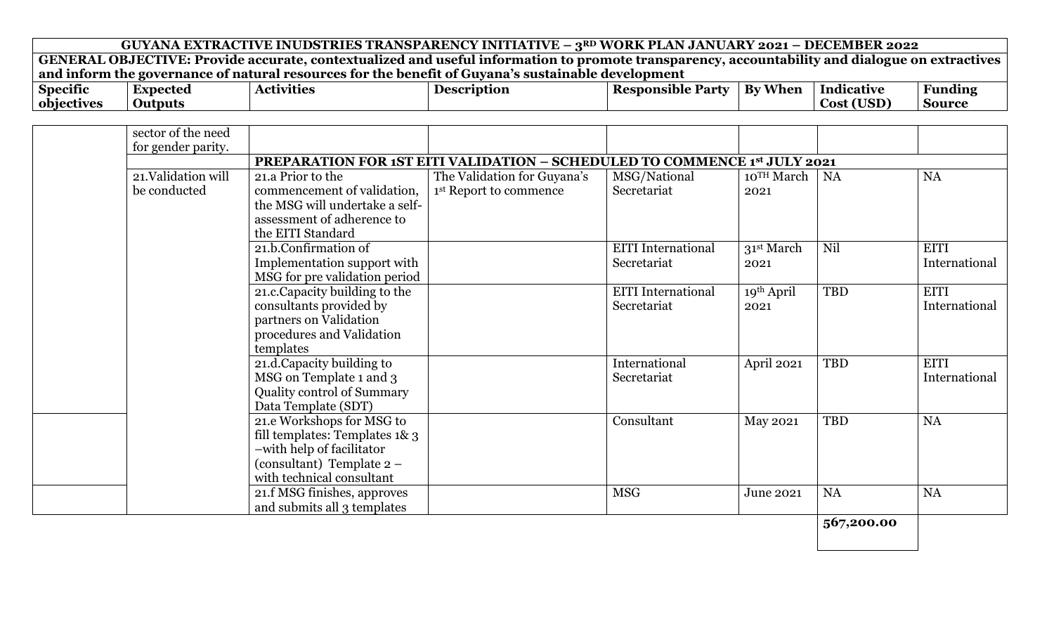| GUYANA EXTRACTIVE INUDSTRIES TRANSPARENCY INITIATIVE – 3RD WORK PLAN JANUARY 2021 – DECEMBER 2022 | | | | | | | |
|---|---|---|---|---|---|---|---|
| **GENERAL OBJECTIVE: Provide accurate, contextualized and useful information to promote transparency, accountability and dialogue on extractives and inform the governance of natural resources for the benefit of Guyana's sustainable development** | | | | | | | |
| **Specific objectives** | **Expected Outputs** | **Activities** | **Description** | **Responsible Party** | **By When** | **Indicative Cost (USD)** | **Funding Source** |
| | sector of the need for gender parity. | | | | | | |
| | | **PREPARATION FOR 1ST EITI VALIDATION – SCHEDULED TO COMMENCE 1st JULY 2021** | | | | | |
| | 21.Validation will be conducted | 21.a Prior to the commencement of validation, the MSG will undertake a self-assessment of adherence to the EITI Standard | The Validation for Guyana's 1st Report to commence | MSG/National Secretariat | 10TH March 2021 | NA | NA |
| | | 21.b.Confirmation of Implementation support with MSG for pre validation period | | EITI International Secretariat | 31st March 2021 | Nil | EITI International |
| | | 21.c.Capacity building to the consultants provided by partners on Validation procedures and Validation templates | | EITI International Secretariat | 19th April 2021 | TBD | EITI International |
| | | 21.d.Capacity building to MSG on Template 1 and 3 Quality control of Summary Data Template (SDT) | | International Secretariat | April 2021 | TBD | EITI International |
| | | 21.e Workshops for MSG to fill templates: Templates 1& 3 –with help of facilitator (consultant) Template 2 – with technical consultant | | Consultant | May 2021 | TBD | NA |
| | | 21.f MSG finishes, approves and submits all 3 templates | | MSG | June 2021 | NA | NA |
| | | | | | | **567,200.00** | |